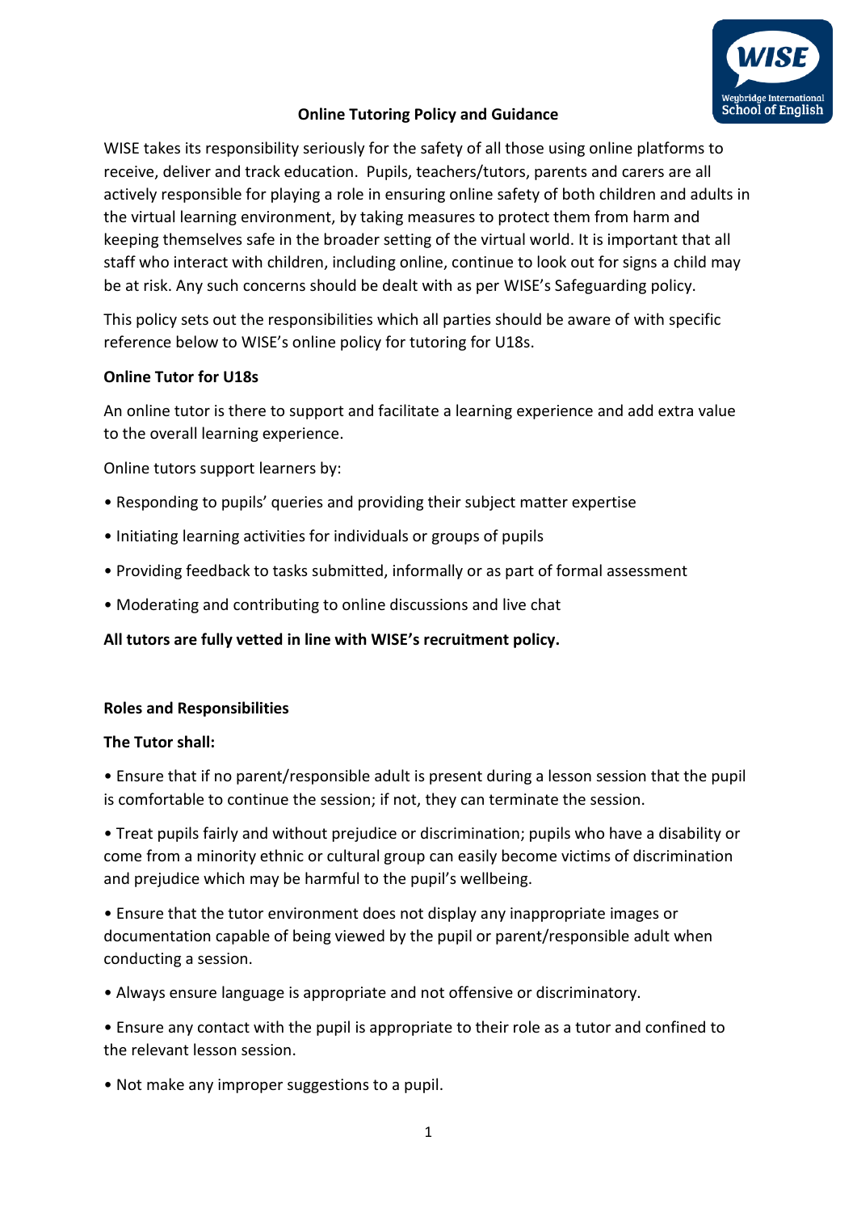# Online Tutoring Policy and Guidance

WISE takes its responsibility seriously for the safety of all those using online platforms to receive, deliver and track education. Pupils, teachers/tutors, parents and carers are all actively responsible for playing a role in ensuring online safety of both children and adults in the virtual learning environment, by taking measures to protect them from harm and keeping themselves safe in the broader setting of the virtual world. It is important that all staff who interact with children, including online, continue to look out for signs a child may be at risk. Any such concerns should be dealt with as per WISE's Safeguarding policy.

This policy sets out the responsibilities which all parties should be aware of with specific reference below to WISE's online policy for tutoring for U18s.

## Online Tutor for U18s

An online tutor is there to support and facilitate a learning experience and add extra value to the overall learning experience.

Online tutors support learners by:

- Responding to pupils' queries and providing their subject matter expertise
- Initiating learning activities for individuals or groups of pupils
- Providing feedback to tasks submitted, informally or as part of formal assessment
- Moderating and contributing to online discussions and live chat

**All tutors are fully vetted in line with WISE's recruitment policy.**

## Roles and Responsibilities

### The Tutor shall:

- Ensure that if no parent/responsible adult is present during a lesson session that the pupil is comfortable to continue the session; if not, they can terminate the session.
- Treat pupils fairly and without prejudice or discrimination; pupils who have a disability or come from a minority ethnic or cultural group can easily become victims of discrimination and prejudice which may be harmful to the pupil's wellbeing.
- Ensure that the tutor environment does not display any inappropriate images or documentation capable of being viewed by the pupil or parent/responsible adult when conducting a session.
- Always ensure language is appropriate and not offensive or discriminatory.
- Ensure any contact with the pupil is appropriate to their role as a tutor and confined to the relevant lesson session.
- Not make any improper suggestions to a pupil.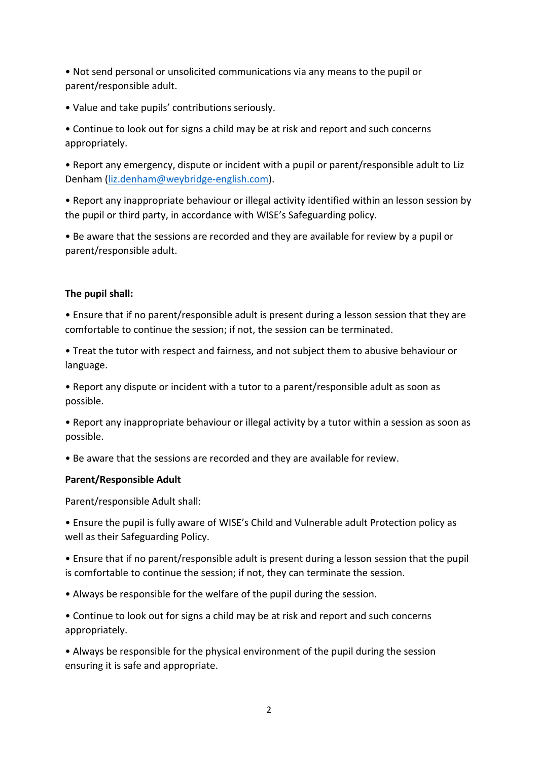- Not send personal or unsolicited communications via any means to the pupil or parent/responsible adult.
- Value and take pupils' contributions seriously.
- Continue to look out for signs a child may be at risk and report and such concerns appropriately.
- Report any emergency, dispute or incident with a pupil or parent/responsible adult to Liz Denham ([liz.denham@weybridge-english.com](mailto:liz.denham@weybridge-english.com)).
- Report any inappropriate behaviour or illegal activity identified within an lesson session by the pupil or third party, in accordance with WISE's Safeguarding policy.
- Be aware that the sessions are recorded and they are available for review by a pupil or parent/responsible adult.

**The pupil shall:**

- Ensure that if no parent/responsible adult is present during a lesson session that they are comfortable to continue the session; if not, the session can be terminated.
- Treat the tutor with respect and fairness, and not subject them to abusive behaviour or language.
- Report any dispute or incident with a tutor to a parent/responsible adult as soon as possible.
- Report any inappropriate behaviour or illegal activity by a tutor within a session as soon as possible.
- Be aware that the sessions are recorded and they are available for review.

**Parent/Responsible Adult**

Parent/responsible Adult shall:

- Ensure the pupil is fully aware of WISE's Child and Vulnerable adult Protection policy as well as their Safeguarding Policy.
- Ensure that if no parent/responsible adult is present during a lesson session that the pupil is comfortable to continue the session; if not, they can terminate the session.
- Always be responsible for the welfare of the pupil during the session.
- Continue to look out for signs a child may be at risk and report and such concerns appropriately.
- Always be responsible for the physical environment of the pupil during the session ensuring it is safe and appropriate.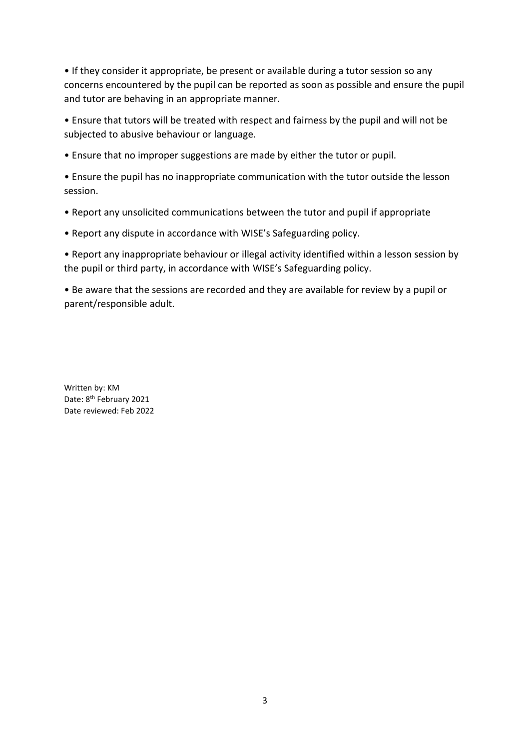- If they consider it appropriate, be present or available during a tutor session so any concerns encountered by the pupil can be reported as soon as possible and ensure the pupil and tutor are behaving in an appropriate manner.
- Ensure that tutors will be treated with respect and fairness by the pupil and will not be subjected to abusive behaviour or language.
- Ensure that no improper suggestions are made by either the tutor or pupil.
- Ensure the pupil has no inappropriate communication with the tutor outside the lesson session.
- Report any unsolicited communications between the tutor and pupil if appropriate
- Report any dispute in accordance with WISE's Safeguarding policy.
- Report any inappropriate behaviour or illegal activity identified within a lesson session by the pupil or third party, in accordance with WISE's Safeguarding policy.
- Be aware that the sessions are recorded and they are available for review by a pupil or parent/responsible adult.

Written by: KM
Date: 8th February 2021
Date reviewed: Feb 2022